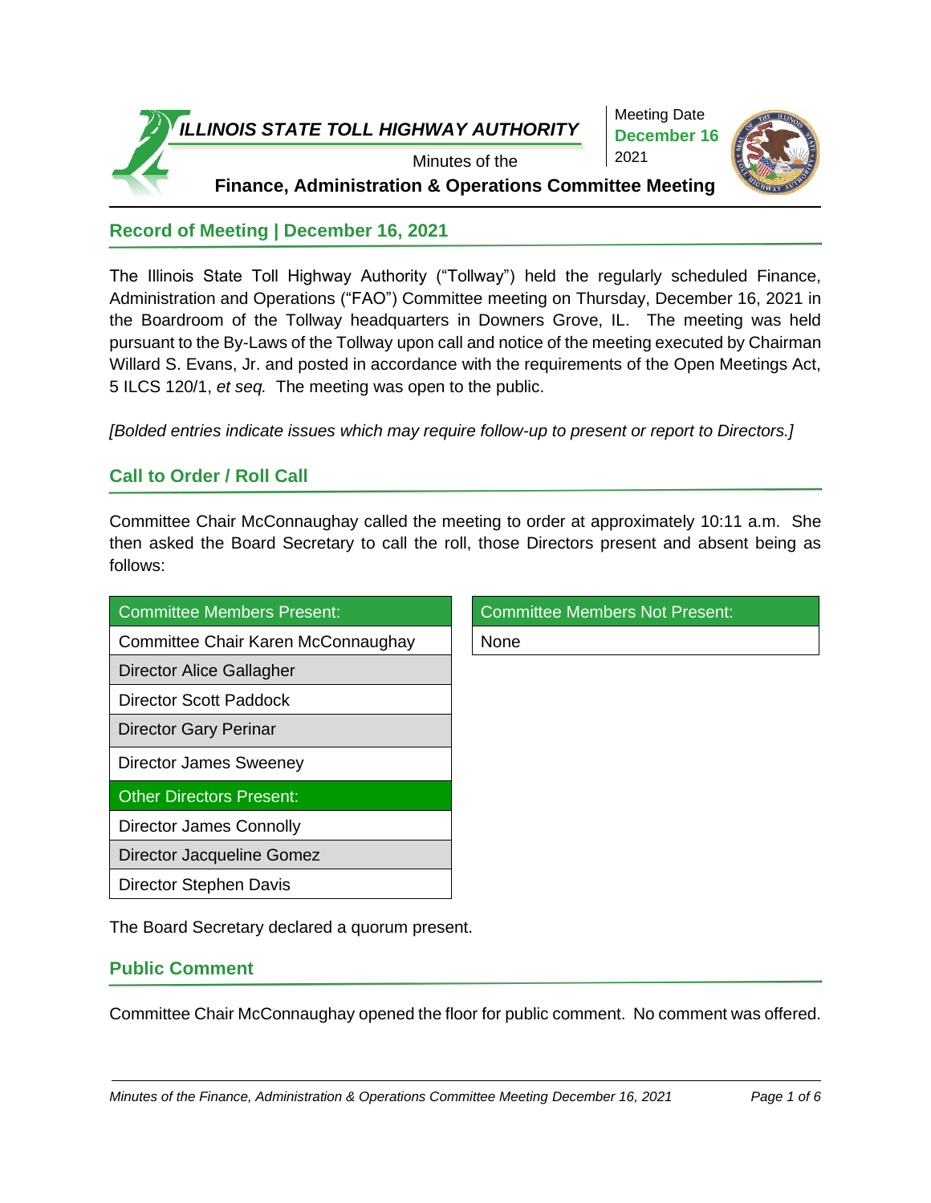# ILLINOIS STATE TOLL HIGHWAY AUTHORITY

Meeting Date **December 16** 2021

Minutes of the

**Finance, Administration & Operations Committee Meeting**

## Record of Meeting | December 16, 2021

The Illinois State Toll Highway Authority ("Tollway") held the regularly scheduled Finance, Administration and Operations ("FAO") Committee meeting on Thursday, December 16, 2021 in the Boardroom of the Tollway headquarters in Downers Grove, IL. The meeting was held pursuant to the By-Laws of the Tollway upon call and notice of the meeting executed by Chairman Willard S. Evans, Jr. and posted in accordance with the requirements of the Open Meetings Act, 5 ILCS 120/1, *et seq.* The meeting was open to the public.

*[Bolded entries indicate issues which may require follow-up to present or report to Directors.]*

## Call to Order / Roll Call

Committee Chair McConnaughay called the meeting to order at approximately 10:11 a.m. She then asked the Board Secretary to call the roll, those Directors present and absent being as follows:

| Committee Members Present: |
| --- |
| Committee Chair Karen McConnaughay |
| Director Alice Gallagher |
| Director Scott Paddock |
| Director Gary Perinar |
| Director James Sweeney |
| **Other Directors Present:** |
| Director James Connolly |
| Director Jacqueline Gomez |
| Director Stephen Davis |

| Committee Members Not Present: |
| --- |
| None |

The Board Secretary declared a quorum present.

## Public Comment

Committee Chair McConnaughay opened the floor for public comment. No comment was offered.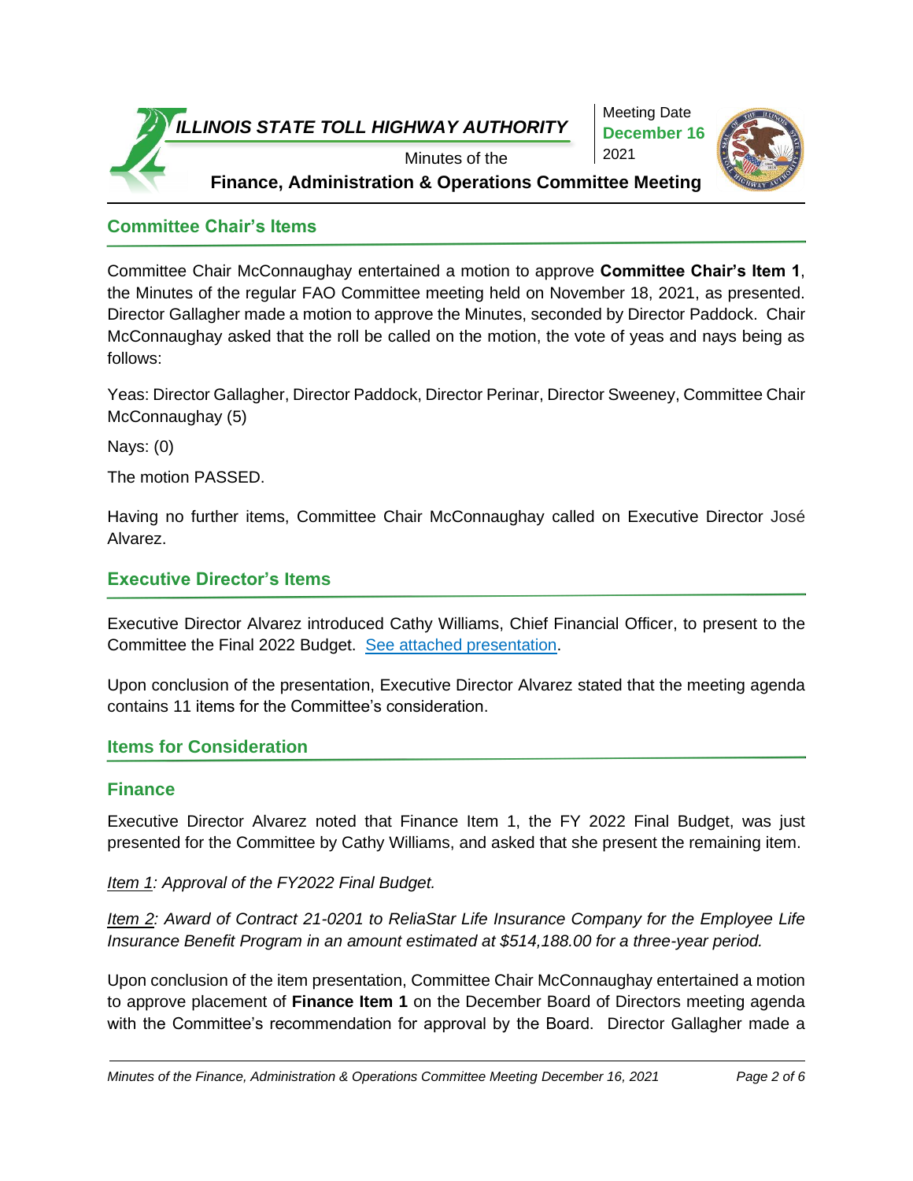## Committee Chair's Items

Committee Chair McConnaughay entertained a motion to approve **Committee Chair's Item 1**, the Minutes of the regular FAO Committee meeting held on November 18, 2021, as presented. Director Gallagher made a motion to approve the Minutes, seconded by Director Paddock. Chair McConnaughay asked that the roll be called on the motion, the vote of yeas and nays being as follows:

Yeas: Director Gallagher, Director Paddock, Director Perinar, Director Sweeney, Committee Chair McConnaughay (5)

Nays: (0)

The motion PASSED.

Having no further items, Committee Chair McConnaughay called on Executive Director José Alvarez.

## Executive Director's Items

Executive Director Alvarez introduced Cathy Williams, Chief Financial Officer, to present to the Committee the Final 2022 Budget. See attached presentation.

Upon conclusion of the presentation, Executive Director Alvarez stated that the meeting agenda contains 11 items for the Committee's consideration.

## Items for Consideration

### Finance

Executive Director Alvarez noted that Finance Item 1, the FY 2022 Final Budget, was just presented for the Committee by Cathy Williams, and asked that she present the remaining item.

*Item 1: Approval of the FY2022 Final Budget.*

*Item 2: Award of Contract 21-0201 to ReliaStar Life Insurance Company for the Employee Life Insurance Benefit Program in an amount estimated at $514,188.00 for a three-year period.*

Upon conclusion of the item presentation, Committee Chair McConnaughay entertained a motion to approve placement of **Finance Item 1** on the December Board of Directors meeting agenda with the Committee's recommendation for approval by the Board. Director Gallagher made a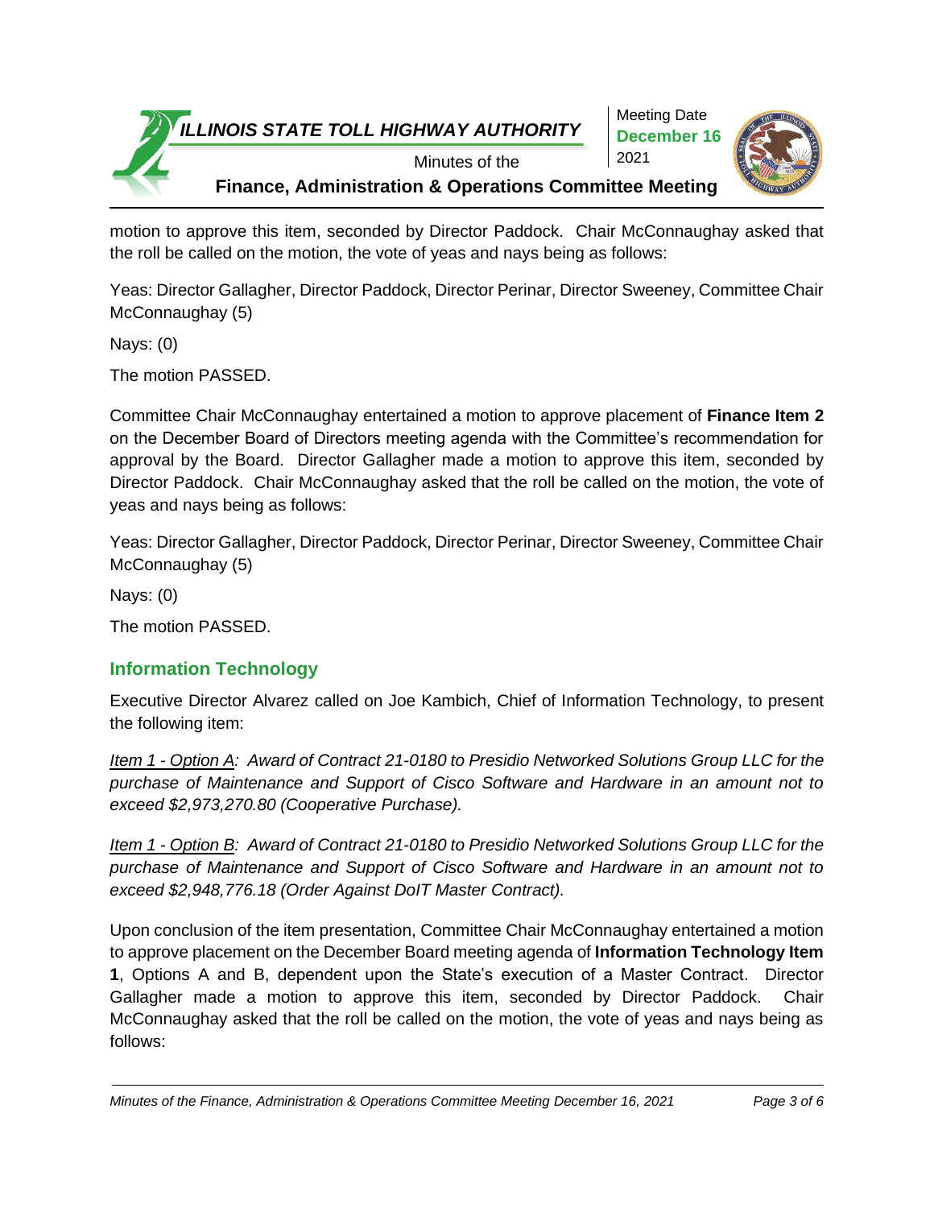motion to approve this item, seconded by Director Paddock. Chair McConnaughay asked that the roll be called on the motion, the vote of yeas and nays being as follows:

Yeas: Director Gallagher, Director Paddock, Director Perinar, Director Sweeney, Committee Chair McConnaughay (5)

Nays: (0)

The motion PASSED.

Committee Chair McConnaughay entertained a motion to approve placement of **Finance Item 2** on the December Board of Directors meeting agenda with the Committee's recommendation for approval by the Board. Director Gallagher made a motion to approve this item, seconded by Director Paddock. Chair McConnaughay asked that the roll be called on the motion, the vote of yeas and nays being as follows:

Yeas: Director Gallagher, Director Paddock, Director Perinar, Director Sweeney, Committee Chair McConnaughay (5)

Nays: (0)

The motion PASSED.

## Information Technology

Executive Director Alvarez called on Joe Kambich, Chief of Information Technology, to present the following item:

*Item 1 - Option A: Award of Contract 21-0180 to Presidio Networked Solutions Group LLC for the purchase of Maintenance and Support of Cisco Software and Hardware in an amount not to exceed $2,973,270.80 (Cooperative Purchase).*

*Item 1 - Option B: Award of Contract 21-0180 to Presidio Networked Solutions Group LLC for the purchase of Maintenance and Support of Cisco Software and Hardware in an amount not to exceed $2,948,776.18 (Order Against DoIT Master Contract).*

Upon conclusion of the item presentation, Committee Chair McConnaughay entertained a motion to approve placement on the December Board meeting agenda of **Information Technology Item 1**, Options A and B, dependent upon the State's execution of a Master Contract. Director Gallagher made a motion to approve this item, seconded by Director Paddock. Chair McConnaughay asked that the roll be called on the motion, the vote of yeas and nays being as follows: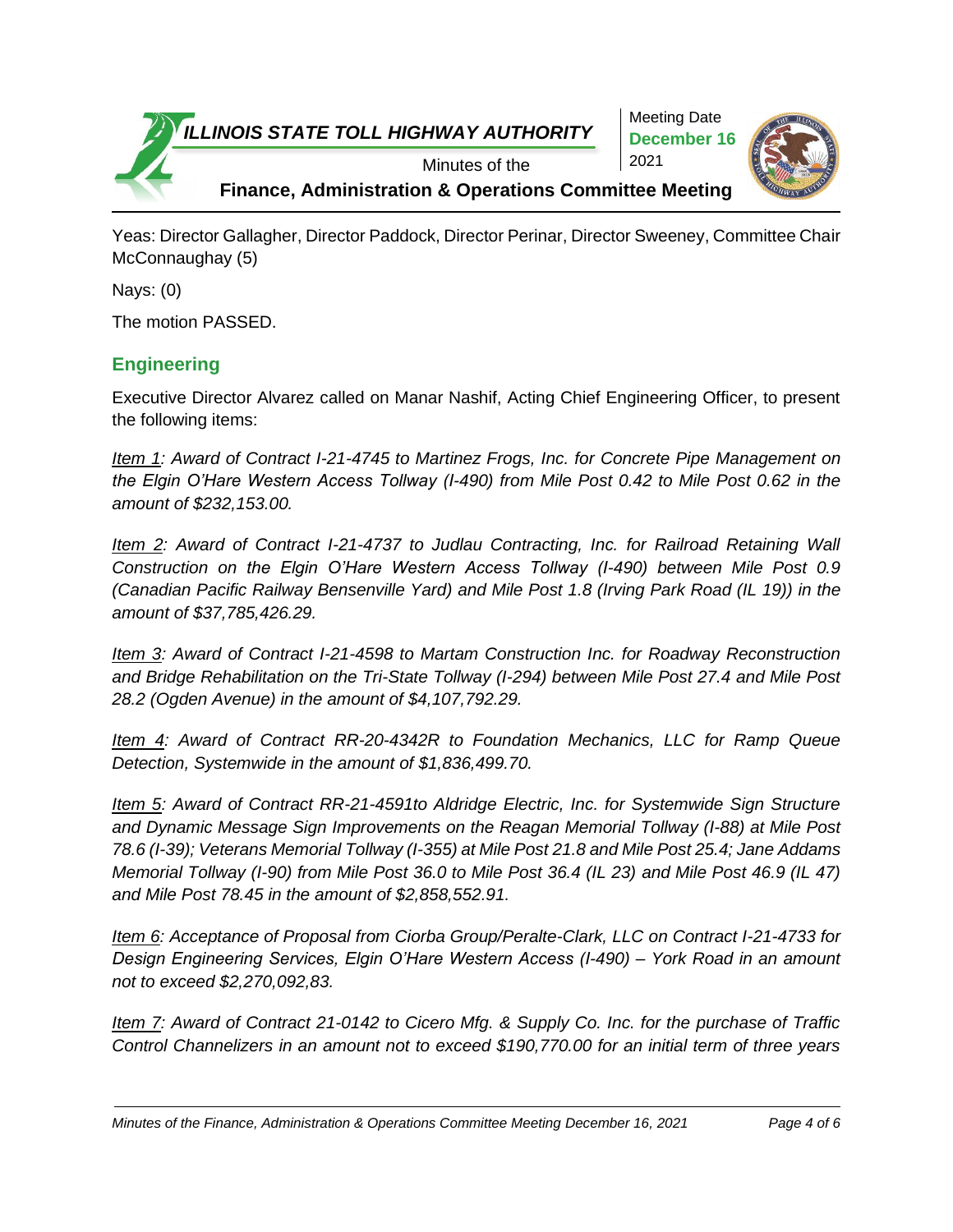Yeas: Director Gallagher, Director Paddock, Director Perinar, Director Sweeney, Committee Chair McConnaughay (5)

Nays: (0)

The motion PASSED.

## Engineering

Executive Director Alvarez called on Manar Nashif, Acting Chief Engineering Officer, to present the following items:

*<u>Item 1</u>: Award of Contract I-21-4745 to Martinez Frogs, Inc. for Concrete Pipe Management on the Elgin O'Hare Western Access Tollway (I-490) from Mile Post 0.42 to Mile Post 0.62 in the amount of $232,153.00.*

*<u>Item 2</u>: Award of Contract I-21-4737 to Judlau Contracting, Inc. for Railroad Retaining Wall Construction on the Elgin O'Hare Western Access Tollway (I-490) between Mile Post 0.9 (Canadian Pacific Railway Bensenville Yard) and Mile Post 1.8 (Irving Park Road (IL 19)) in the amount of $37,785,426.29.*

*<u>Item 3</u>: Award of Contract I-21-4598 to Martam Construction Inc. for Roadway Reconstruction and Bridge Rehabilitation on the Tri-State Tollway (I-294) between Mile Post 27.4 and Mile Post 28.2 (Ogden Avenue) in the amount of $4,107,792.29.*

*<u>Item 4</u>: Award of Contract RR-20-4342R to Foundation Mechanics, LLC for Ramp Queue Detection, Systemwide in the amount of $1,836,499.70.*

*<u>Item 5</u>: Award of Contract RR-21-4591to Aldridge Electric, Inc. for Systemwide Sign Structure and Dynamic Message Sign Improvements on the Reagan Memorial Tollway (I-88) at Mile Post 78.6 (I-39); Veterans Memorial Tollway (I-355) at Mile Post 21.8 and Mile Post 25.4; Jane Addams Memorial Tollway (I-90) from Mile Post 36.0 to Mile Post 36.4 (IL 23) and Mile Post 46.9 (IL 47) and Mile Post 78.45 in the amount of $2,858,552.91.*

*<u>Item 6</u>: Acceptance of Proposal from Ciorba Group/Peralte-Clark, LLC on Contract I-21-4733 for Design Engineering Services, Elgin O'Hare Western Access (I-490) – York Road in an amount not to exceed $2,270,092,83.*

*<u>Item 7</u>: Award of Contract 21-0142 to Cicero Mfg. & Supply Co. Inc. for the purchase of Traffic Control Channelizers in an amount not to exceed $190,770.00 for an initial term of three years*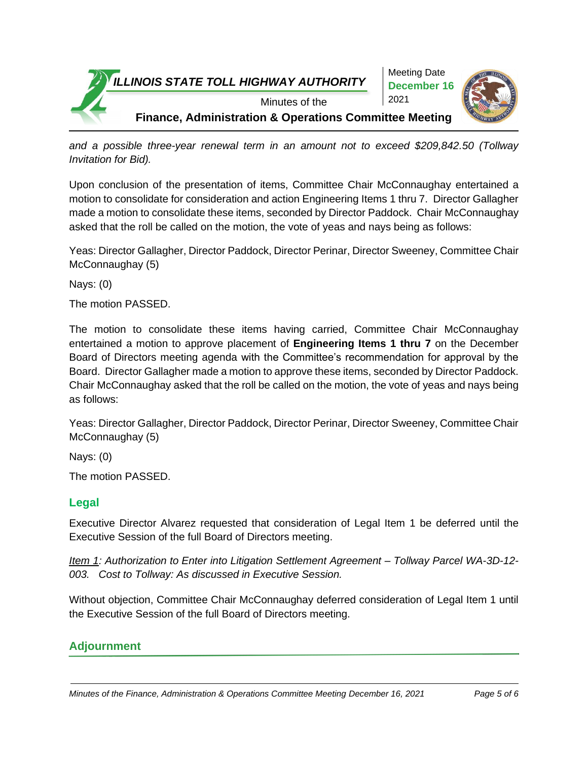*and a possible three-year renewal term in an amount not to exceed $209,842.50 (Tollway Invitation for Bid).*

Upon conclusion of the presentation of items, Committee Chair McConnaughay entertained a motion to consolidate for consideration and action Engineering Items 1 thru 7. Director Gallagher made a motion to consolidate these items, seconded by Director Paddock. Chair McConnaughay asked that the roll be called on the motion, the vote of yeas and nays being as follows:

Yeas: Director Gallagher, Director Paddock, Director Perinar, Director Sweeney, Committee Chair McConnaughay (5)

Nays: (0)

The motion PASSED.

The motion to consolidate these items having carried, Committee Chair McConnaughay entertained a motion to approve placement of **Engineering Items 1 thru 7** on the December Board of Directors meeting agenda with the Committee's recommendation for approval by the Board. Director Gallagher made a motion to approve these items, seconded by Director Paddock. Chair McConnaughay asked that the roll be called on the motion, the vote of yeas and nays being as follows:

Yeas: Director Gallagher, Director Paddock, Director Perinar, Director Sweeney, Committee Chair McConnaughay (5)

Nays: (0)

The motion PASSED.

## Legal

Executive Director Alvarez requested that consideration of Legal Item 1 be deferred until the Executive Session of the full Board of Directors meeting.

*Item 1: Authorization to Enter into Litigation Settlement Agreement – Tollway Parcel WA-3D-12-003. Cost to Tollway: As discussed in Executive Session.*

Without objection, Committee Chair McConnaughay deferred consideration of Legal Item 1 until the Executive Session of the full Board of Directors meeting.

## Adjournment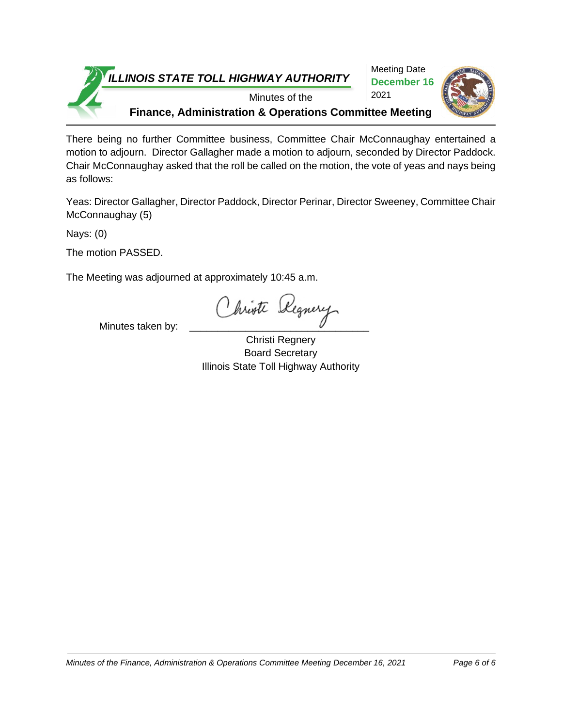There being no further Committee business, Committee Chair McConnaughay entertained a motion to adjourn. Director Gallagher made a motion to adjourn, seconded by Director Paddock. Chair McConnaughay asked that the roll be called on the motion, the vote of yeas and nays being as follows:

Yeas: Director Gallagher, Director Paddock, Director Perinar, Director Sweeney, Committee Chair McConnaughay (5)

Nays: (0)

The motion PASSED.

The Meeting was adjourned at approximately 10:45 a.m.

Minutes taken by: \_\_\_\_\_\_\_\_\_\_\_\_\_\_\_\_\_\_\_\_\_\_\_\_\_\_\_\_\_\_

Christi Regnery
Board Secretary
Illinois State Toll Highway Authority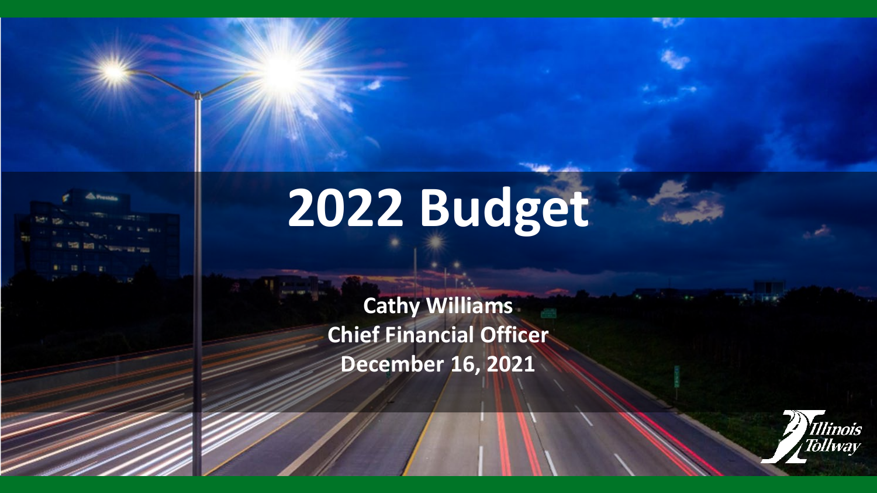# 2022 Budget

**Cathy Williams**
**Chief Financial Officer**
**December 16, 2021**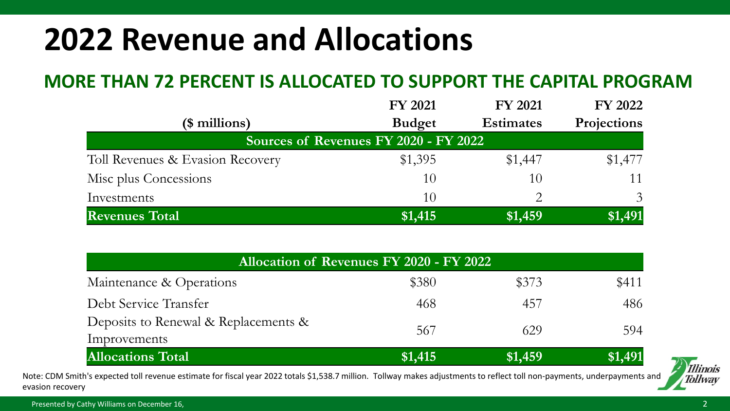# 2022 Revenue and Allocations

## MORE THAN 72 PERCENT IS ALLOCATED TO SUPPORT THE CAPITAL PROGRAM

| ($ millions) | FY 2021 Budget | FY 2021 Estimates | FY 2022 Projections |
|---|---|---|---|
| **Sources of Revenues FY 2020 - FY 2022** | | | |
| Toll Revenues & Evasion Recovery | $1,395 | $1,447 | $1,477 |
| Misc plus Concessions | 10 | 10 | 11 |
| Investments | 10 | 2 | 3 |
| **Revenues Total** | **$1,415** | **$1,459** | **$1,491** |
| **Allocation of Revenues FY 2020 - FY 2022** | | | |
| Maintenance & Operations | $380 | $373 | $411 |
| Debt Service Transfer | 468 | 457 | 486 |
| Deposits to Renewal & Replacements & Improvements | 567 | 629 | 594 |
| **Allocations Total** | **$1,415** | **$1,459** | **$1,491** |

Note: CDM Smith's expected toll revenue estimate for fiscal year 2022 totals $1,538.7 million. Tollway makes adjustments to reflect toll non-payments, underpayments and evasion recovery

Presented by Cathy Williams on December 16,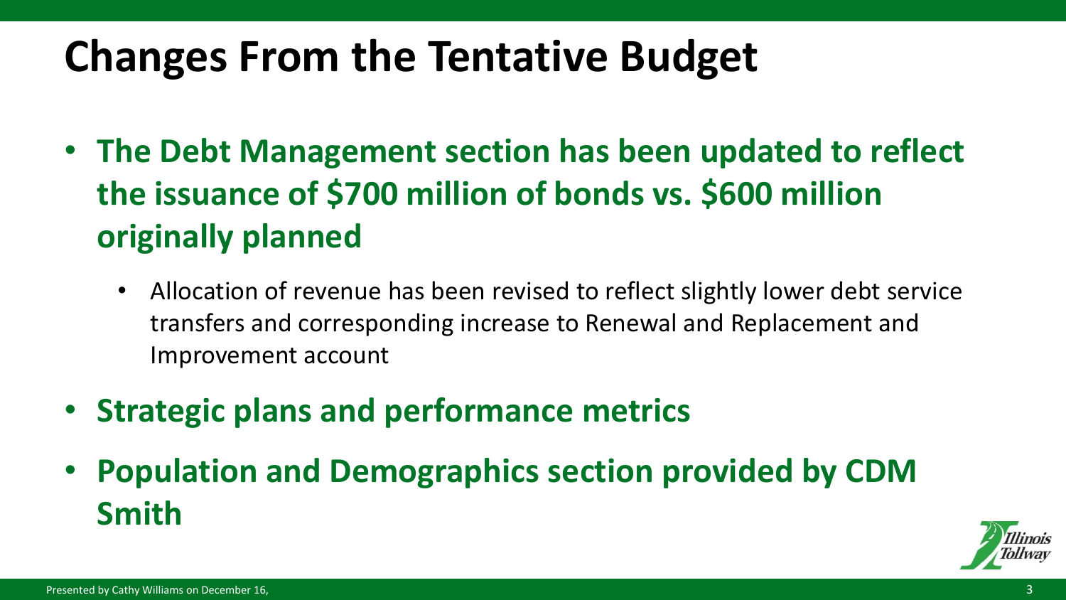# Changes From the Tentative Budget

- **The Debt Management section has been updated to reflect the issuance of $700 million of bonds vs. $600 million originally planned**
  - Allocation of revenue has been revised to reflect slightly lower debt service transfers and corresponding increase to Renewal and Replacement and Improvement account
- **Strategic plans and performance metrics**
- **Population and Demographics section provided by CDM Smith**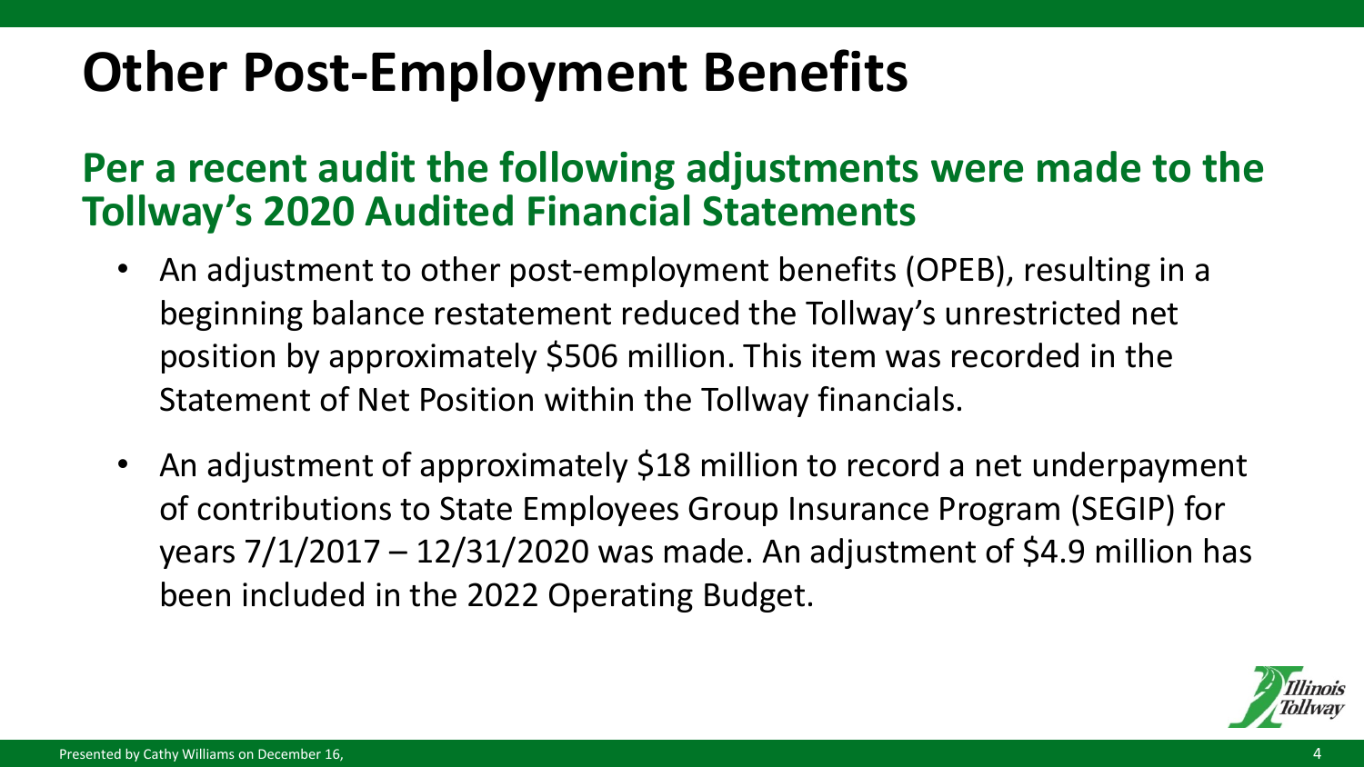# Other Post-Employment Benefits

## Per a recent audit the following adjustments were made to the Tollway's 2020 Audited Financial Statements

- An adjustment to other post-employment benefits (OPEB), resulting in a beginning balance restatement reduced the Tollway's unrestricted net position by approximately $506 million. This item was recorded in the Statement of Net Position within the Tollway financials.
- An adjustment of approximately $18 million to record a net underpayment of contributions to State Employees Group Insurance Program (SEGIP) for years 7/1/2017 – 12/31/2020 was made. An adjustment of $4.9 million has been included in the 2022 Operating Budget.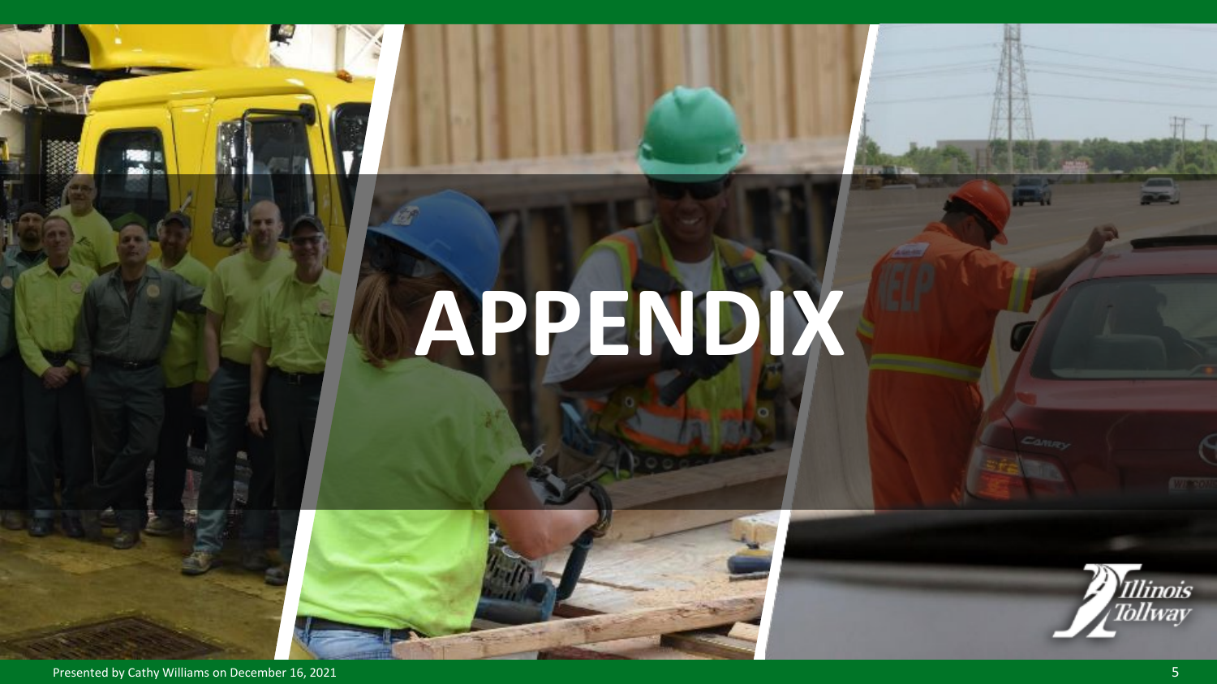# APPENDIX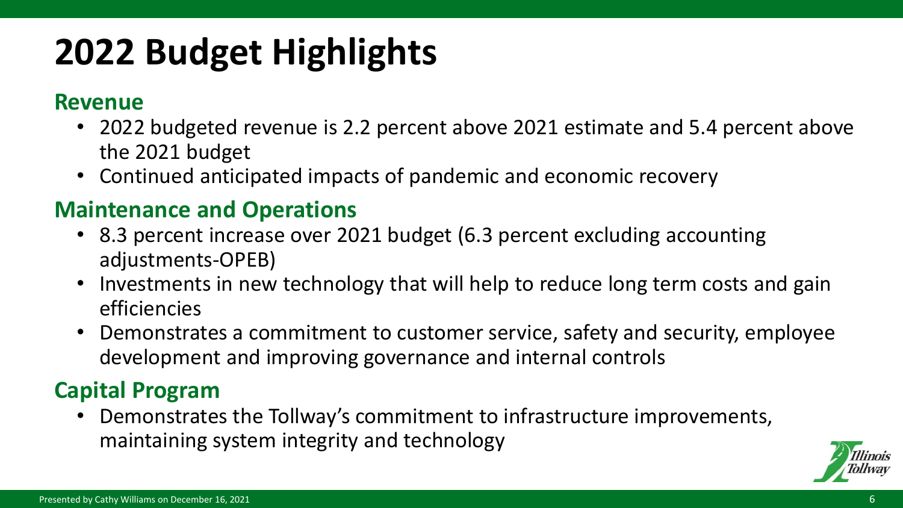# 2022 Budget Highlights

## Revenue

- 2022 budgeted revenue is 2.2 percent above 2021 estimate and 5.4 percent above the 2021 budget
- Continued anticipated impacts of pandemic and economic recovery

## Maintenance and Operations

- 8.3 percent increase over 2021 budget (6.3 percent excluding accounting adjustments-OPEB)
- Investments in new technology that will help to reduce long term costs and gain efficiencies
- Demonstrates a commitment to customer service, safety and security, employee development and improving governance and internal controls

## Capital Program

- Demonstrates the Tollway's commitment to infrastructure improvements, maintaining system integrity and technology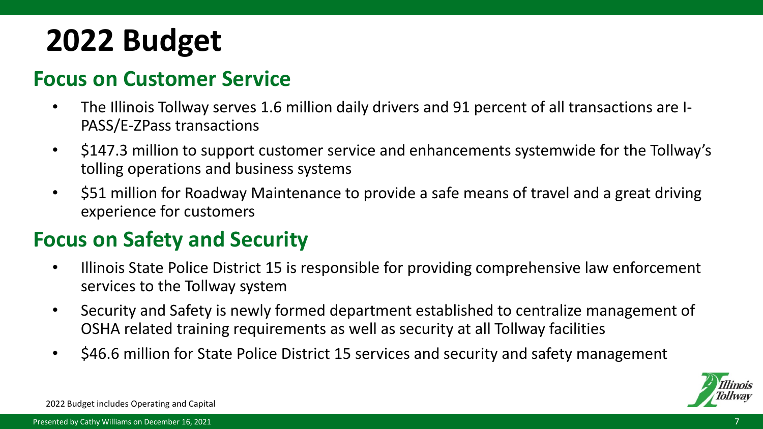# 2022 Budget

## Focus on Customer Service

- The Illinois Tollway serves 1.6 million daily drivers and 91 percent of all transactions are I-PASS/E-ZPass transactions
- $147.3 million to support customer service and enhancements systemwide for the Tollway's tolling operations and business systems
- $51 million for Roadway Maintenance to provide a safe means of travel and a great driving experience for customers

## Focus on Safety and Security

- Illinois State Police District 15 is responsible for providing comprehensive law enforcement services to the Tollway system
- Security and Safety is newly formed department established to centralize management of OSHA related training requirements as well as security at all Tollway facilities
- $46.6 million for State Police District 15 services and security and safety management

2022 Budget includes Operating and Capital

Presented by Cathy Williams on December 16, 2021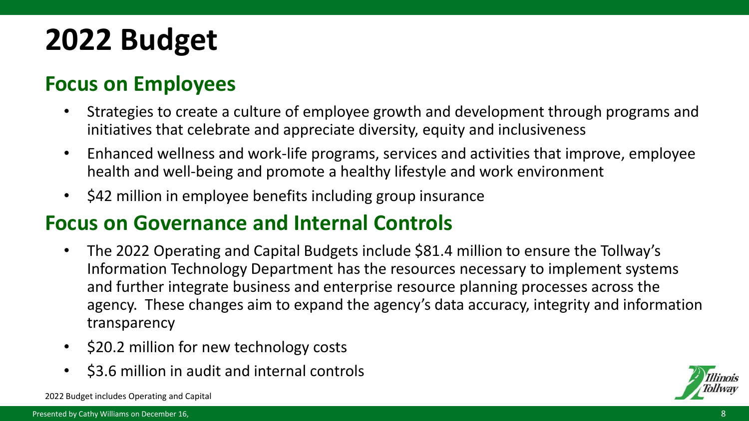# 2022 Budget

## Focus on Employees

- Strategies to create a culture of employee growth and development through programs and initiatives that celebrate and appreciate diversity, equity and inclusiveness
- Enhanced wellness and work-life programs, services and activities that improve, employee health and well-being and promote a healthy lifestyle and work environment
- $42 million in employee benefits including group insurance

## Focus on Governance and Internal Controls

- The 2022 Operating and Capital Budgets include $81.4 million to ensure the Tollway's Information Technology Department has the resources necessary to implement systems and further integrate business and enterprise resource planning processes across the agency. These changes aim to expand the agency's data accuracy, integrity and information transparency
- $20.2 million for new technology costs
- $3.6 million in audit and internal controls

2022 Budget includes Operating and Capital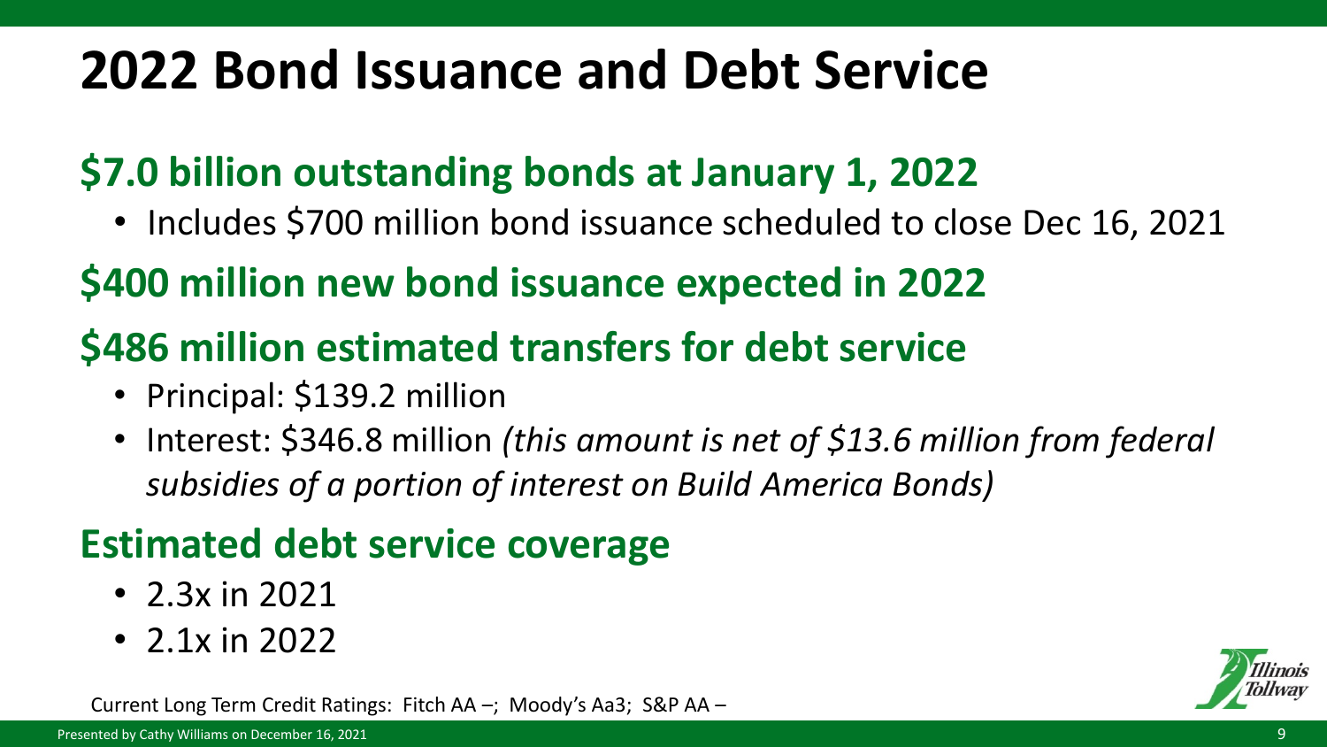# 2022 Bond Issuance and Debt Service

## $7.0 billion outstanding bonds at January 1, 2022

- Includes $700 million bond issuance scheduled to close Dec 16, 2021

## $400 million new bond issuance expected in 2022

## $486 million estimated transfers for debt service

- Principal: $139.2 million
- Interest: $346.8 million *(this amount is net of $13.6 million from federal subsidies of a portion of interest on Build America Bonds)*

## Estimated debt service coverage

- 2.3x in 2021
- 2.1x in 2022

Current Long Term Credit Ratings: Fitch AA –; Moody's Aa3; S&P AA –

Presented by Cathy Williams on December 16, 2021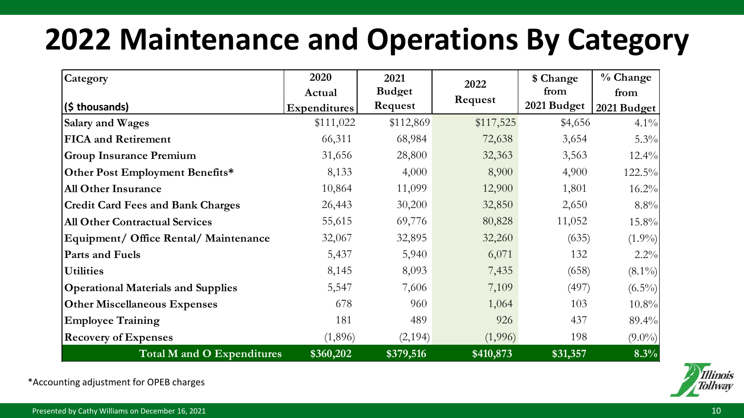# 2022 Maintenance and Operations By Category

| Category<br>($ thousands) | 2020 Actual Expenditures | 2021 Budget Request | 2022 Request | $ Change from 2021 Budget | % Change from 2021 Budget |
|---|---|---|---|---|---|
| Salary and Wages | $111,022 | $112,869 | $117,525 | $4,656 | 4.1% |
| FICA and Retirement | 66,311 | 68,984 | 72,638 | 3,654 | 5.3% |
| Group Insurance Premium | 31,656 | 28,800 | 32,363 | 3,563 | 12.4% |
| Other Post Employment Benefits* | 8,133 | 4,000 | 8,900 | 4,900 | 122.5% |
| All Other Insurance | 10,864 | 11,099 | 12,900 | 1,801 | 16.2% |
| Credit Card Fees and Bank Charges | 26,443 | 30,200 | 32,850 | 2,650 | 8.8% |
| All Other Contractual Services | 55,615 | 69,776 | 80,828 | 11,052 | 15.8% |
| Equipment/ Office Rental/ Maintenance | 32,067 | 32,895 | 32,260 | (635) | (1.9%) |
| Parts and Fuels | 5,437 | 5,940 | 6,071 | 132 | 2.2% |
| Utilities | 8,145 | 8,093 | 7,435 | (658) | (8.1%) |
| Operational Materials and Supplies | 5,547 | 7,606 | 7,109 | (497) | (6.5%) |
| Other Miscellaneous Expenses | 678 | 960 | 1,064 | 103 | 10.8% |
| Employee Training | 181 | 489 | 926 | 437 | 89.4% |
| Recovery of Expenses | (1,896) | (2,194) | (1,996) | 198 | (9.0%) |
| **Total M and O Expenditures** | **$360,202** | **$379,516** | **$410,873** | **$31,357** | **8.3%** |

*Accounting adjustment for OPEB charges

Presented by Cathy Williams on December 16, 2021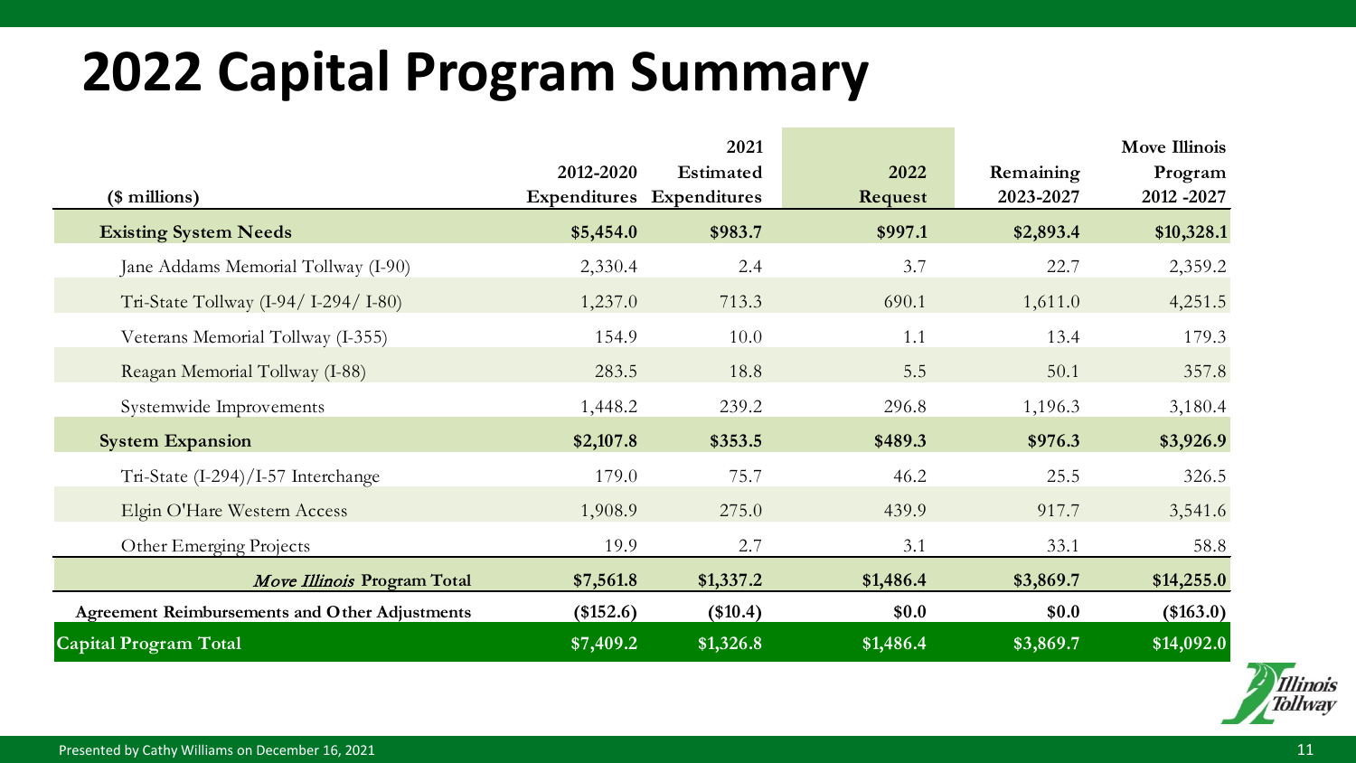# 2022 Capital Program Summary

| ($ millions) | 2012-2020 Expenditures | 2021 Estimated Expenditures | 2022 Request | Remaining 2023-2027 | Move Illinois Program 2012 -2027 |
|---|---|---|---|---|---|
| **Existing System Needs** | **$5,454.0** | **$983.7** | **$997.1** | **$2,893.4** | **$10,328.1** |
| Jane Addams Memorial Tollway (I-90) | 2,330.4 | 2.4 | 3.7 | 22.7 | 2,359.2 |
| Tri-State Tollway (I-94/ I-294/ I-80) | 1,237.0 | 713.3 | 690.1 | 1,611.0 | 4,251.5 |
| Veterans Memorial Tollway (I-355) | 154.9 | 10.0 | 1.1 | 13.4 | 179.3 |
| Reagan Memorial Tollway (I-88) | 283.5 | 18.8 | 5.5 | 50.1 | 357.8 |
| Systemwide Improvements | 1,448.2 | 239.2 | 296.8 | 1,196.3 | 3,180.4 |
| **System Expansion** | **$2,107.8** | **$353.5** | **$489.3** | **$976.3** | **$3,926.9** |
| Tri-State (I-294)/I-57 Interchange | 179.0 | 75.7 | 46.2 | 25.5 | 326.5 |
| Elgin O'Hare Western Access | 1,908.9 | 275.0 | 439.9 | 917.7 | 3,541.6 |
| Other Emerging Projects | 19.9 | 2.7 | 3.1 | 33.1 | 58.8 |
| ***Move Illinois* Program Total** | **$7,561.8** | **$1,337.2** | **$1,486.4** | **$3,869.7** | **$14,255.0** |
| **Agreement Reimbursements and Other Adjustments** | **($152.6)** | **($10.4)** | **$0.0** | **$0.0** | **($163.0)** |
| **Capital Program Total** | **$7,409.2** | **$1,326.8** | **$1,486.4** | **$3,869.7** | **$14,092.0** |

Presented by Cathy Williams on December 16, 2021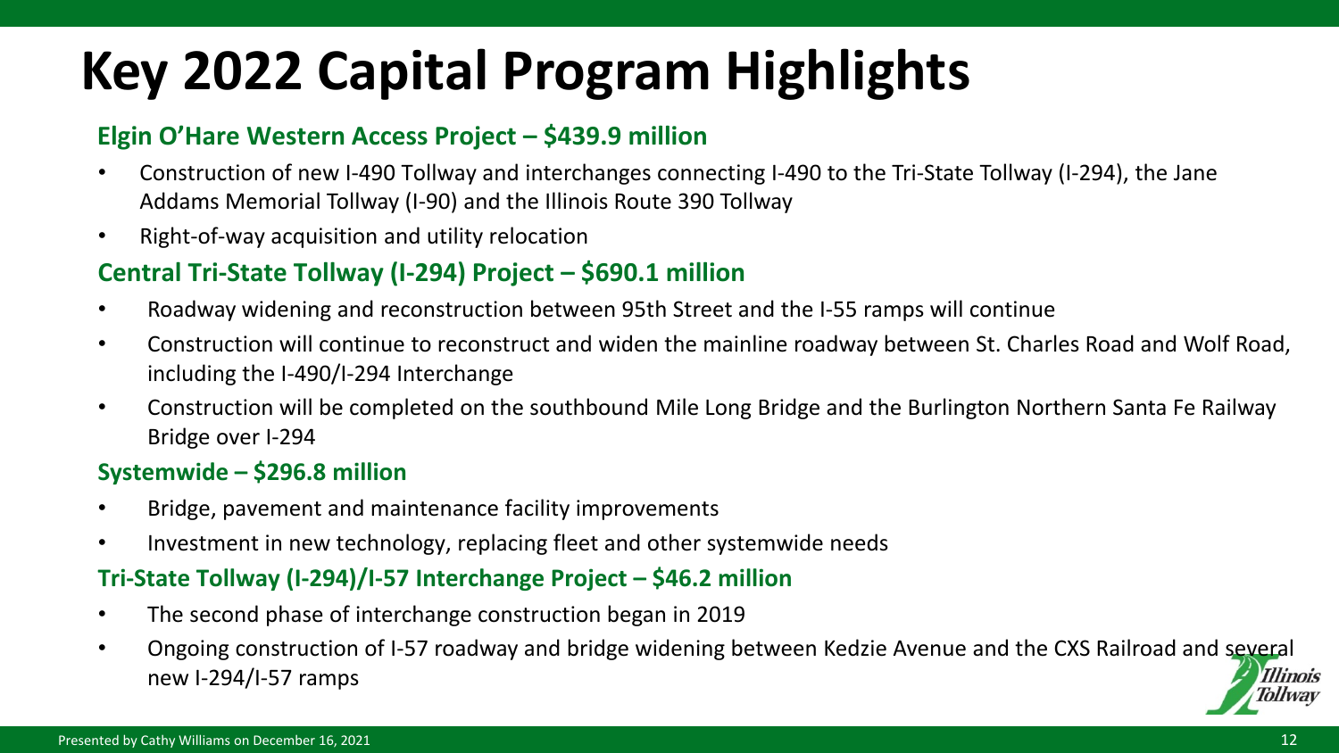# Key 2022 Capital Program Highlights

### Elgin O'Hare Western Access Project – $439.9 million

- Construction of new I-490 Tollway and interchanges connecting I-490 to the Tri-State Tollway (I-294), the Jane Addams Memorial Tollway (I-90) and the Illinois Route 390 Tollway
- Right-of-way acquisition and utility relocation

### Central Tri-State Tollway (I-294) Project – $690.1 million

- Roadway widening and reconstruction between 95th Street and the I-55 ramps will continue
- Construction will continue to reconstruct and widen the mainline roadway between St. Charles Road and Wolf Road, including the I-490/I-294 Interchange
- Construction will be completed on the southbound Mile Long Bridge and the Burlington Northern Santa Fe Railway Bridge over I-294

### Systemwide – $296.8 million

- Bridge, pavement and maintenance facility improvements
- Investment in new technology, replacing fleet and other systemwide needs

### Tri-State Tollway (I-294)/I-57 Interchange Project – $46.2 million

- The second phase of interchange construction began in 2019
- Ongoing construction of I-57 roadway and bridge widening between Kedzie Avenue and the CXS Railroad and several new I-294/I-57 ramps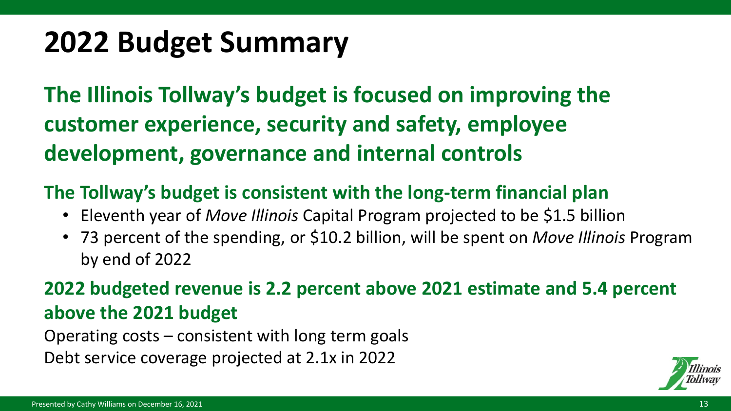# 2022 Budget Summary

**The Illinois Tollway's budget is focused on improving the customer experience, security and safety, employee development, governance and internal controls**

**The Tollway's budget is consistent with the long-term financial plan**

- Eleventh year of *Move Illinois* Capital Program projected to be $1.5 billion
- 73 percent of the spending, or $10.2 billion, will be spent on *Move Illinois* Program by end of 2022

**2022 budgeted revenue is 2.2 percent above 2021 estimate and 5.4 percent above the 2021 budget**

Operating costs – consistent with long term goals

Debt service coverage projected at 2.1x in 2022

Presented by Cathy Williams on December 16, 2021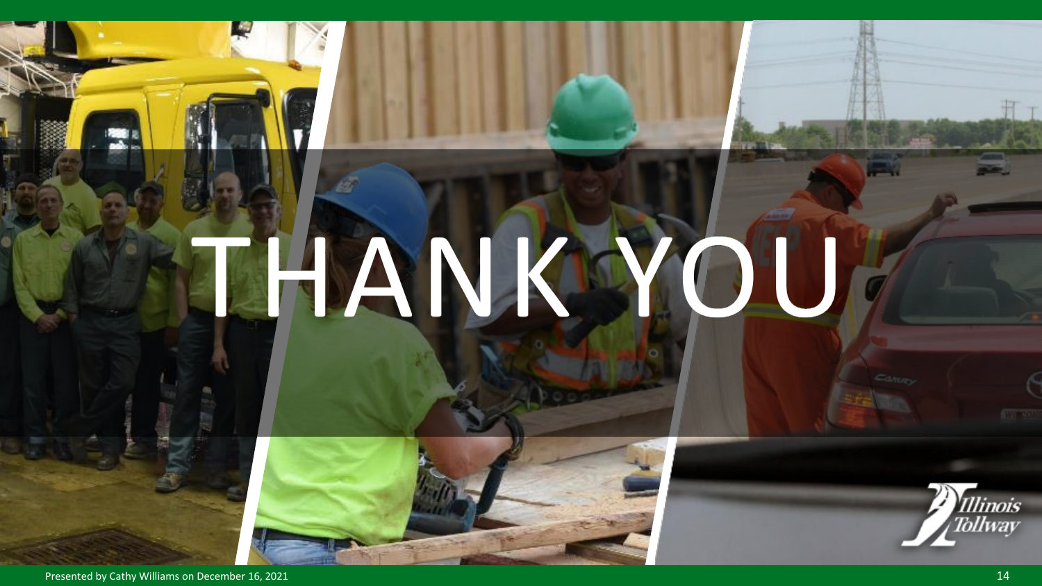# THANK YOU

Presented by Cathy Williams on December 16, 2021